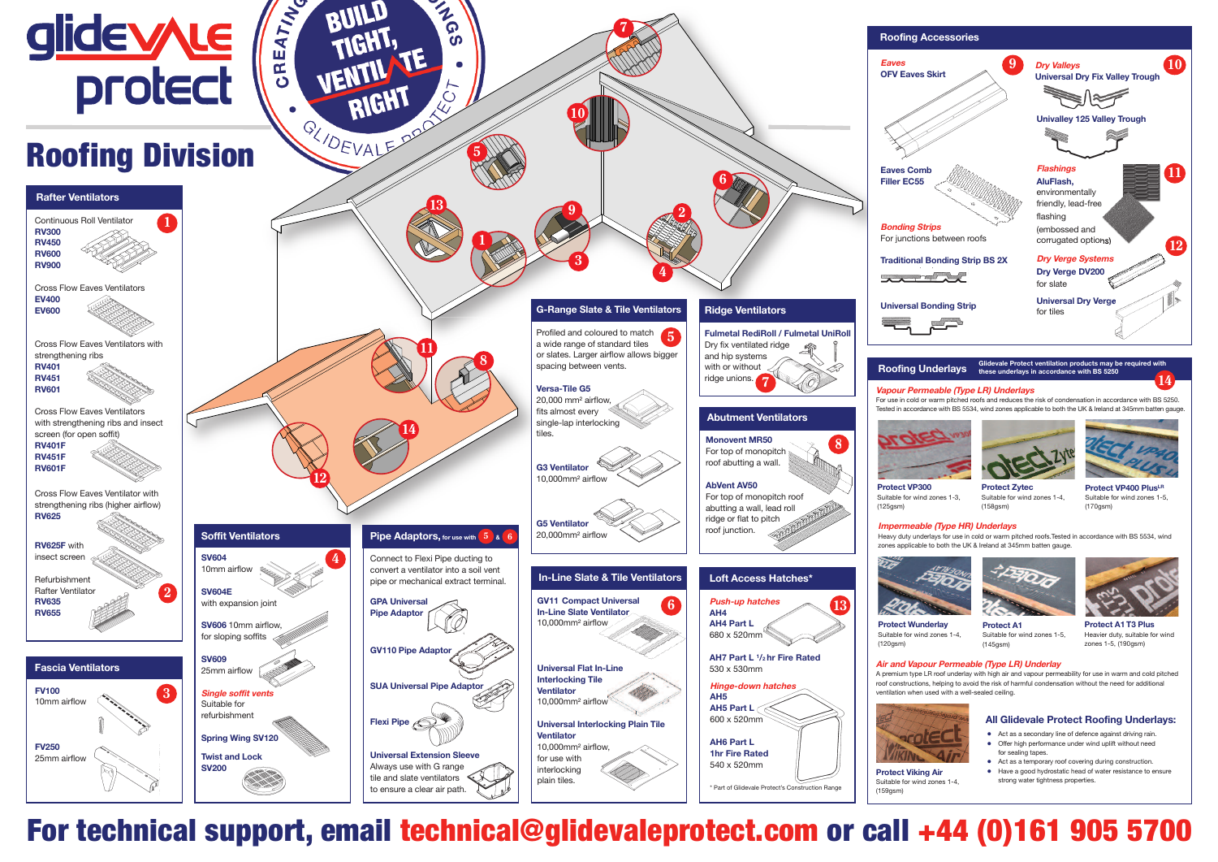# glidevale protect

## Roofing Division

CREATING BUILDINGS • BUILD TIGHT, VENTILATE RIGHT • GLIDEVALE PROTECT

### Rafter Ventilators

**1** Continuous Roll Ventilator
**RV300**
**RV450**
**RV600**
**RV900**

Cross Flow Eaves Ventilators
**EV400**
**EV600**

Cross Flow Eaves Ventilators with strengthening ribs
**RV401**
**RV451**
**RV601**

Cross Flow Eaves Ventilators with strengthening ribs and insect screen (for open soffit)
**RV401F**
**RV451F**
**RV601F**

Cross Flow Eaves Ventilator with strengthening ribs (higher airflow)
**RV625**

**RV625F** with insect screen

**2** Refurbishment Rafter Ventilator
**RV635**
**RV655**

### Fascia Ventilators

**3**

**FV100**
10mm airflow

**FV250**
25mm airflow

### Soffit Ventilators

**4**

**SV604**
10mm airflow

**SV604E**
with expansion joint

**SV606** 10mm airflow, for sloping soffits

**SV609**
25mm airflow

*Single soffit vents*
Suitable for refurbishment

**Spring Wing SV120**

**Twist and Lock SV200**

### Pipe Adaptors, for use with 5 & 6

Connect to Flexi Pipe ducting to convert a ventilator into a soil vent pipe or mechanical extract terminal.

**GPA Universal Pipe Adaptor**

**GV110 Pipe Adaptor**

**SUA Universal Pipe Adaptor**

**Flexi Pipe**

**Universal Extension Sleeve**
Always use with G range tile and slate ventilators to ensure a clear air path.

### G-Range Slate & Tile Ventilators

**5** Profiled and coloured to match a wide range of standard tiles or slates. Larger airflow allows bigger spacing between vents.

**Versa-Tile G5**
20,000 mm² airflow, fits almost every single-lap interlocking tiles.

**G3 Ventilator**
10,000mm² airflow

**G5 Ventilator**
20,000mm² airflow

### In-Line Slate & Tile Ventilators

**6**

**GV11 Compact Universal In-Line Slate Ventilator**
10,000mm² airflow

**Universal Flat In-Line Interlocking Tile Ventilator**
10,000mm² airflow

**Universal Interlocking Plain Tile Ventilator**
10,000mm² airflow, for use with interlocking plain tiles.

### Ridge Ventilators

**Fulmetal RediRoll / Fulmetal UniRoll**
Dry fix ventilated ridge and hip systems with or without ridge unions. **7**

### Abutment Ventilators

**8**

**Monovent MR50**
For top of monopitch roof abutting a wall.

**AbVent AV50**
For top of monopitch roof abutting a wall, lead roll ridge or flat to pitch roof junction.

### Loft Access Hatches*

**13**

*Push-up hatches*
**AH4**
**AH4 Part L**
680 x 520mm

**AH7 Part L ½hr Fire Rated**
530 x 530mm

*Hinge-down hatches*
**AH5**
**AH5 Part L**
600 x 520mm

**AH6 Part L**
**1hr Fire Rated**
540 x 520mm

\* Part of Glidevale Protect's Construction Range

### Roofing Accessories

**9** *Eaves*
**OFV Eaves Skirt**

**Eaves Comb Filler EC55**

*Bonding Strips*
For junctions between roofs

**Traditional Bonding Strip BS 2X**

**Universal Bonding Strip**

**10** *Dry Valleys*
**Universal Dry Fix Valley Trough**

**Univalley 125 Valley Trough**

**11** *Flashings*
**AluFlash,** environmentally friendly, lead-free flashing (embossed and corrugated options)

**12** *Dry Verge Systems*
**Dry Verge DV200**
for slate

**Universal Dry Verge**
for tiles

### Roofing Underlays

Glidevale Protect ventilation products may be required with these underlays in accordance with BS 5250 **14**

*Vapour Permeable (Type LR) Underlays*
For use in cold or warm pitched roofs and reduces the risk of condensation in accordance with BS 5250. Tested in accordance with BS 5534, wind zones applicable to both the UK & Ireland at 345mm batten gauge.

**Protect VP300**
Suitable for wind zones 1-3, (125gsm)

**Protect Zytec**
Suitable for wind zones 1-4, (158gsm)

**Protect VP400 Plus**[LR]
Suitable for wind zones 1-5, (170gsm)

*Impermeable (Type HR) Underlays*
Heavy duty underlays for use in cold or warm pitched roofs. Tested in accordance with BS 5534, wind zones applicable to both the UK & Ireland at 345mm batten gauge.

**Protect Wunderlay**
Suitable for wind zones 1-4, (120gsm)

**Protect A1**
Suitable for wind zones 1-5, (145gsm)

**Protect A1 T3 Plus**
Heavier duty, suitable for wind zones 1-5, (190gsm)

*Air and Vapour Permeable (Type LR) Underlay*
A premium type LR roof underlay with high air and vapour permeability for use in warm and cold pitched roof constructions, helping to avoid the risk of harmful condensation without the need for additional ventilation when used with a well-sealed ceiling.

**Protect Viking Air**
Suitable for wind zones 1-4, (159gsm)

#### All Glidevale Protect Roofing Underlays:

- Act as a secondary line of defence against driving rain.
- Offer high performance under wind uplift without need for sealing tapes.
- Act as a temporary roof covering during construction.
- Have a good hydrostatic head of water resistance to ensure strong water tightness properties.

**For technical support, email technical@glidevaleprotect.com or call +44 (0)161 905 5700**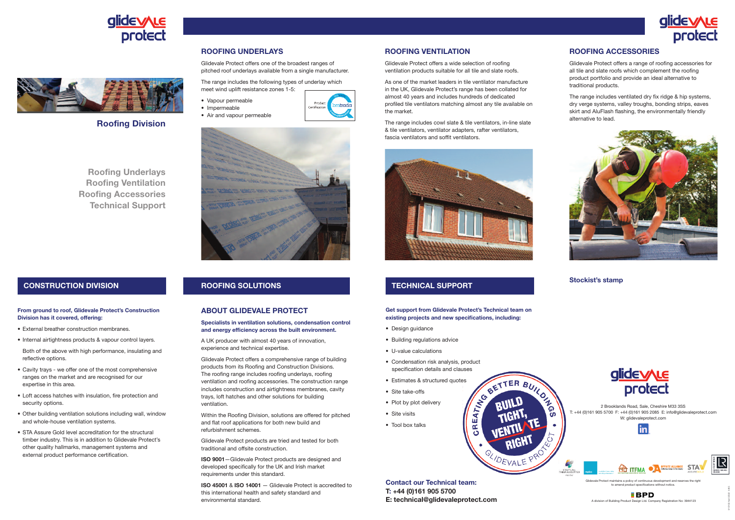# glidevale protect

## Roofing Division

Roofing Underlays
Roofing Ventilation
Roofing Accessories
Technical Support

## ROOFING UNDERLAYS

Glidevale Protect offers one of the broadest ranges of pitched roof underlays available from a single manufacturer.

The range includes the following types of underlay which meet wind uplift resistance zones 1-5:

- Vapour permeable
- Impermeable
- Air and vapour permeable

Product Certification bmtrada

## ROOFING VENTILATION

Glidevale Protect offers a wide selection of roofing ventilation products suitable for all tile and slate roofs.

As one of the market leaders in tile ventilator manufacture in the UK, Glidevale Protect's range has been collated for almost 40 years and includes hundreds of dedicated profiled tile ventilators matching almost any tile available on the market.

The range includes cowl slate & tile ventilators, in-line slate & tile ventilators, ventilator adapters, rafter ventilators, fascia ventilators and soffit ventilators.

## ROOFING ACCESSORIES

Glidevale Protect offers a range of roofing accessories for all tile and slate roofs which complement the roofing product portfolio and provide an ideal alternative to traditional products.

The range includes ventilated dry fix ridge & hip systems, dry verge systems, valley troughs, bonding strips, eaves skirt and AluFlash flashing, the environmentally friendly alternative to lead.

## CONSTRUCTION DIVISION

**From ground to roof, Glidevale Protect's Construction Division has it covered, offering:**

- External breather construction membranes.
- Internal airtightness products & vapour control layers.

  Both of the above with high performance, insulating and reflective options.

- Cavity trays - we offer one of the most comprehensive ranges on the market and are recognised for our expertise in this area.
- Loft access hatches with insulation, fire protection and security options.
- Other building ventilation solutions including wall, window and whole-house ventilation systems.
- STA Assure Gold level accreditation for the structural timber industry. This is in addition to Glidevale Protect's other quality hallmarks, management systems and external product performance certification.

## ROOFING SOLUTIONS

### ABOUT GLIDEVALE PROTECT

**Specialists in ventilation solutions, condensation control and energy efficiency across the built environment.**

A UK producer with almost 40 years of innovation, experience and technical expertise.

Glidevale Protect offers a comprehensive range of building products from its Roofing and Construction Divisions. The roofing range includes roofing underlays, roofing ventilation and roofing accessories. The construction range includes construction and airtightness membranes, cavity trays, loft hatches and other solutions for building ventilation.

Within the Roofing Division, solutions are offered for pitched and flat roof applications for both new build and refurbishment schemes.

Glidevale Protect products are tried and tested for both traditional and offsite construction.

**ISO 9001** — Glidevale Protect products are designed and developed specifically for the UK and Irish market requirements under this standard.

**ISO 45001** & **ISO 14001** — Glidevale Protect is accredited to this international health and safety standard and environmental standard.

## TECHNICAL SUPPORT

**Get support from Glidevale Protect's Technical team on existing projects and new specifications, including:**

- Design guidance
- Building regulations advice
- U-value calculations
- Condensation risk analysis, product specification details and clauses
- Estimates & structured quotes
- Site take-offs
- Plot by plot delivery
- Site visits
- Tool box talks

CREATING BETTER BUILDINGS • BUILD TIGHT, VENTILATE RIGHT • GLIDEVALE PROTECT

**Contact our Technical team:**
**T: +44 (0)161 905 5700**
**E: technical@glidevaleprotect.com**

**Stockist's stamp**

glidevale protect

2 Brooklands Road, Sale, Cheshire M33 3SS
T: +44 (0)161 905 5700 F: +44 (0)161 905 2085 E: info@glidevaleprotect.com
W: glidevaleprotect.com

Glidevale Protect maintains a policy of continuous development and reserves the right to amend product specifications without notice.

BPD
A division of Building Product Design Ltd. Company Registration No: 3944123